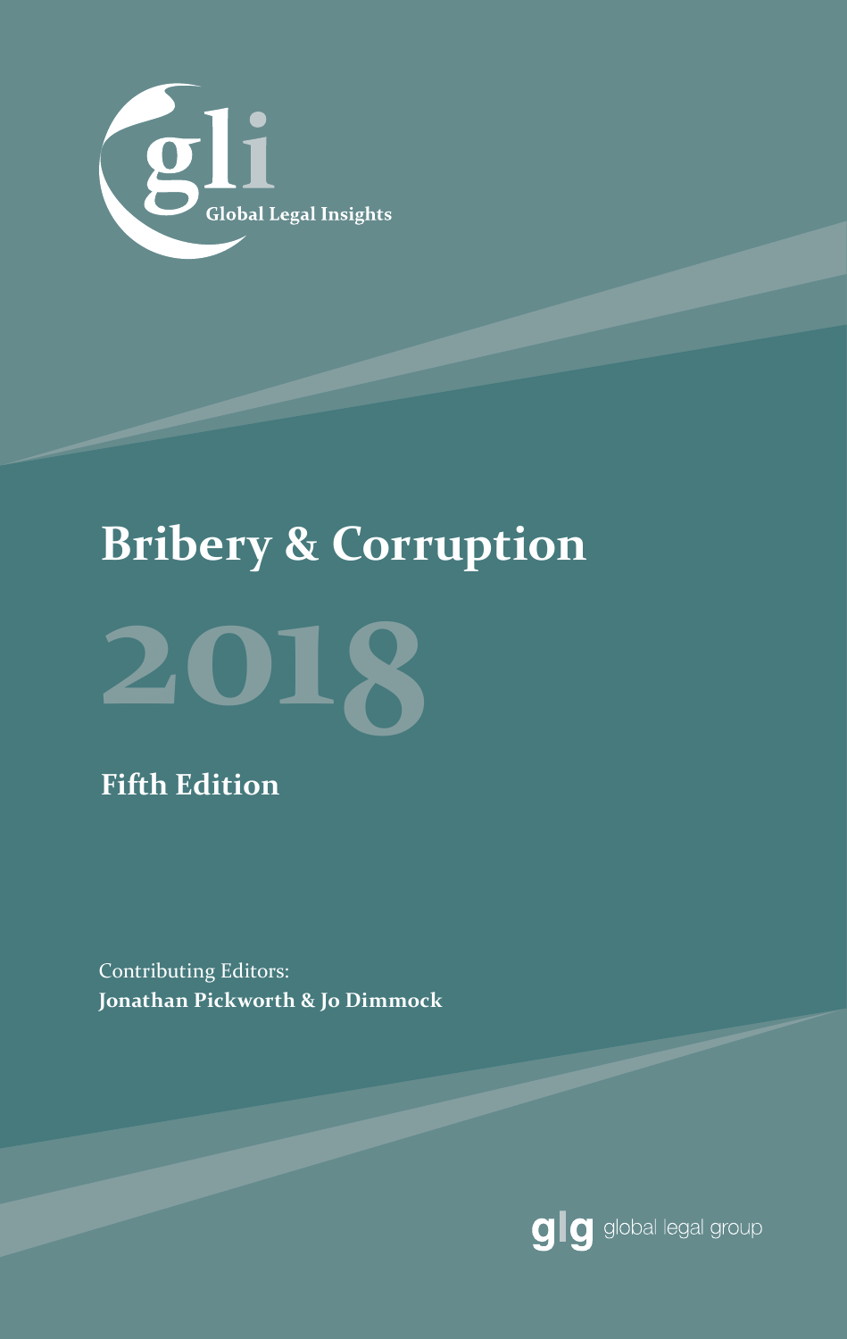gli

Global Legal Insights

# Bribery & Corruption

# 2018

## Fifth Edition

Contributing Editors:
**Jonathan Pickworth & Jo Dimmock**

glg global legal group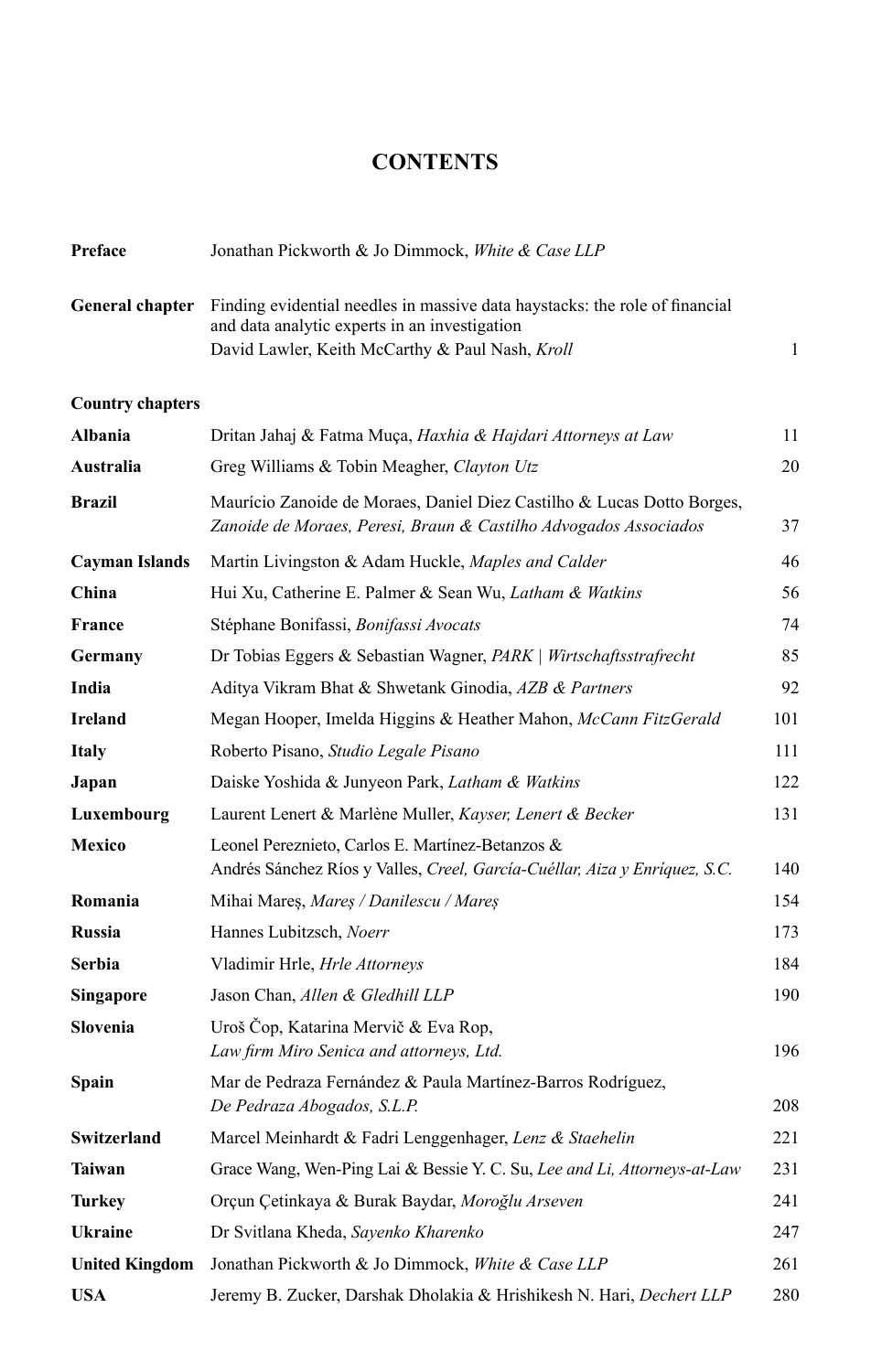# CONTENTS

| | | |
|---|---|---|
| **Preface** | Jonathan Pickworth & Jo Dimmock, *White & Case LLP* | |
| **General chapter** | Finding evidential needles in massive data haystacks: the role of financial and data analytic experts in an investigation<br>David Lawler, Keith McCarthy & Paul Nash, *Kroll* | 1 |
| **Country chapters** | | |
| **Albania** | Dritan Jahaj & Fatma Muça, *Haxhia & Hajdari Attorneys at Law* | 11 |
| **Australia** | Greg Williams & Tobin Meagher, *Clayton Utz* | 20 |
| **Brazil** | Maurício Zanoide de Moraes, Daniel Diez Castilho & Lucas Dotto Borges, *Zanoide de Moraes, Peresi, Braun & Castilho Advogados Associados* | 37 |
| **Cayman Islands** | Martin Livingston & Adam Huckle, *Maples and Calder* | 46 |
| **China** | Hui Xu, Catherine E. Palmer & Sean Wu, *Latham & Watkins* | 56 |
| **France** | Stéphane Bonifassi, *Bonifassi Avocats* | 74 |
| **Germany** | Dr Tobias Eggers & Sebastian Wagner, *PARK \| Wirtschaftsstrafrecht* | 85 |
| **India** | Aditya Vikram Bhat & Shwetank Ginodia, *AZB & Partners* | 92 |
| **Ireland** | Megan Hooper, Imelda Higgins & Heather Mahon, *McCann FitzGerald* | 101 |
| **Italy** | Roberto Pisano, *Studio Legale Pisano* | 111 |
| **Japan** | Daiske Yoshida & Junyeon Park, *Latham & Watkins* | 122 |
| **Luxembourg** | Laurent Lenert & Marlène Muller, *Kayser, Lenert & Becker* | 131 |
| **Mexico** | Leonel Pereznieto, Carlos E. Martínez-Betanzos & Andrés Sánchez Ríos y Valles, *Creel, García-Cuéllar, Aiza y Enríquez, S.C.* | 140 |
| **Romania** | Mihai Mareș, *Mareș / Danilescu / Mareș* | 154 |
| **Russia** | Hannes Lubitzsch, *Noerr* | 173 |
| **Serbia** | Vladimir Hrle, *Hrle Attorneys* | 184 |
| **Singapore** | Jason Chan, *Allen & Gledhill LLP* | 190 |
| **Slovenia** | Uroš Čop, Katarina Mervič & Eva Rop, *Law firm Miro Senica and attorneys, Ltd.* | 196 |
| **Spain** | Mar de Pedraza Fernández & Paula Martínez-Barros Rodríguez, *De Pedraza Abogados, S.L.P.* | 208 |
| **Switzerland** | Marcel Meinhardt & Fadri Lenggenhager, *Lenz & Staehelin* | 221 |
| **Taiwan** | Grace Wang, Wen-Ping Lai & Bessie Y. C. Su, *Lee and Li, Attorneys-at-Law* | 231 |
| **Turkey** | Orçun Çetinkaya & Burak Baydar, *Moroğlu Arseven* | 241 |
| **Ukraine** | Dr Svitlana Kheda, *Sayenko Kharenko* | 247 |
| **United Kingdom** | Jonathan Pickworth & Jo Dimmock, *White & Case LLP* | 261 |
| **USA** | Jeremy B. Zucker, Darshak Dholakia & Hrishikesh N. Hari, *Dechert LLP* | 280 |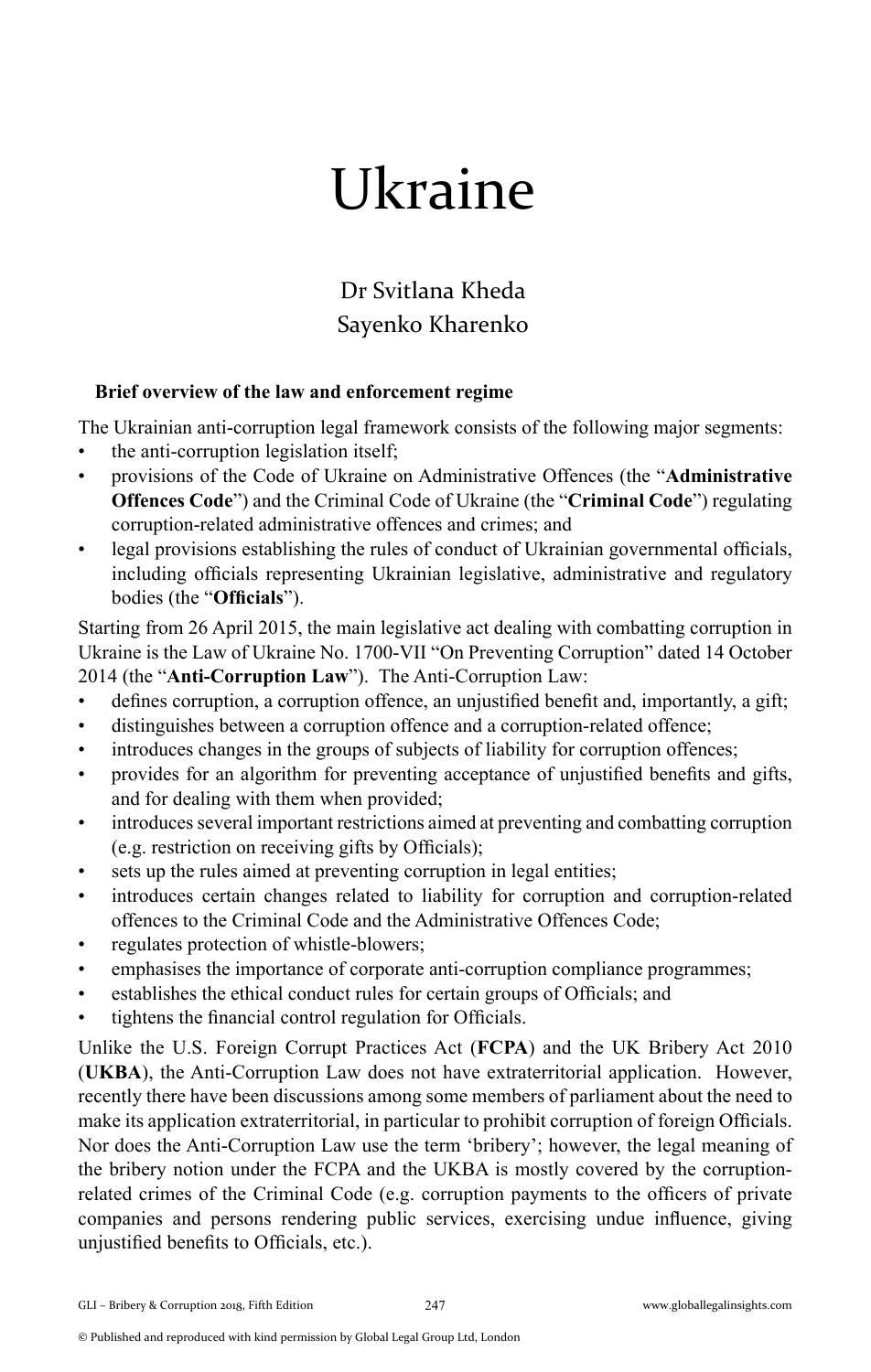# Ukraine

Dr Svitlana Kheda
Sayenko Kharenko

## Brief overview of the law and enforcement regime

The Ukrainian anti-corruption legal framework consists of the following major segments:

- the anti-corruption legislation itself;
- provisions of the Code of Ukraine on Administrative Offences (the "**Administrative Offences Code**") and the Criminal Code of Ukraine (the "**Criminal Code**") regulating corruption-related administrative offences and crimes; and
- legal provisions establishing the rules of conduct of Ukrainian governmental officials, including officials representing Ukrainian legislative, administrative and regulatory bodies (the "**Officials**").

Starting from 26 April 2015, the main legislative act dealing with combatting corruption in Ukraine is the Law of Ukraine No. 1700-VII "On Preventing Corruption" dated 14 October 2014 (the "**Anti-Corruption Law**"). The Anti-Corruption Law:

- defines corruption, a corruption offence, an unjustified benefit and, importantly, a gift;
- distinguishes between a corruption offence and a corruption-related offence;
- introduces changes in the groups of subjects of liability for corruption offences;
- provides for an algorithm for preventing acceptance of unjustified benefits and gifts, and for dealing with them when provided;
- introduces several important restrictions aimed at preventing and combatting corruption (e.g. restriction on receiving gifts by Officials);
- sets up the rules aimed at preventing corruption in legal entities;
- introduces certain changes related to liability for corruption and corruption-related offences to the Criminal Code and the Administrative Offences Code;
- regulates protection of whistle-blowers;
- emphasises the importance of corporate anti-corruption compliance programmes;
- establishes the ethical conduct rules for certain groups of Officials; and
- tightens the financial control regulation for Officials.

Unlike the U.S. Foreign Corrupt Practices Act (**FCPA**) and the UK Bribery Act 2010 (**UKBA**), the Anti-Corruption Law does not have extraterritorial application. However, recently there have been discussions among some members of parliament about the need to make its application extraterritorial, in particular to prohibit corruption of foreign Officials. Nor does the Anti-Corruption Law use the term 'bribery'; however, the legal meaning of the bribery notion under the FCPA and the UKBA is mostly covered by the corruption-related crimes of the Criminal Code (e.g. corruption payments to the officers of private companies and persons rendering public services, exercising undue influence, giving unjustified benefits to Officials, etc.).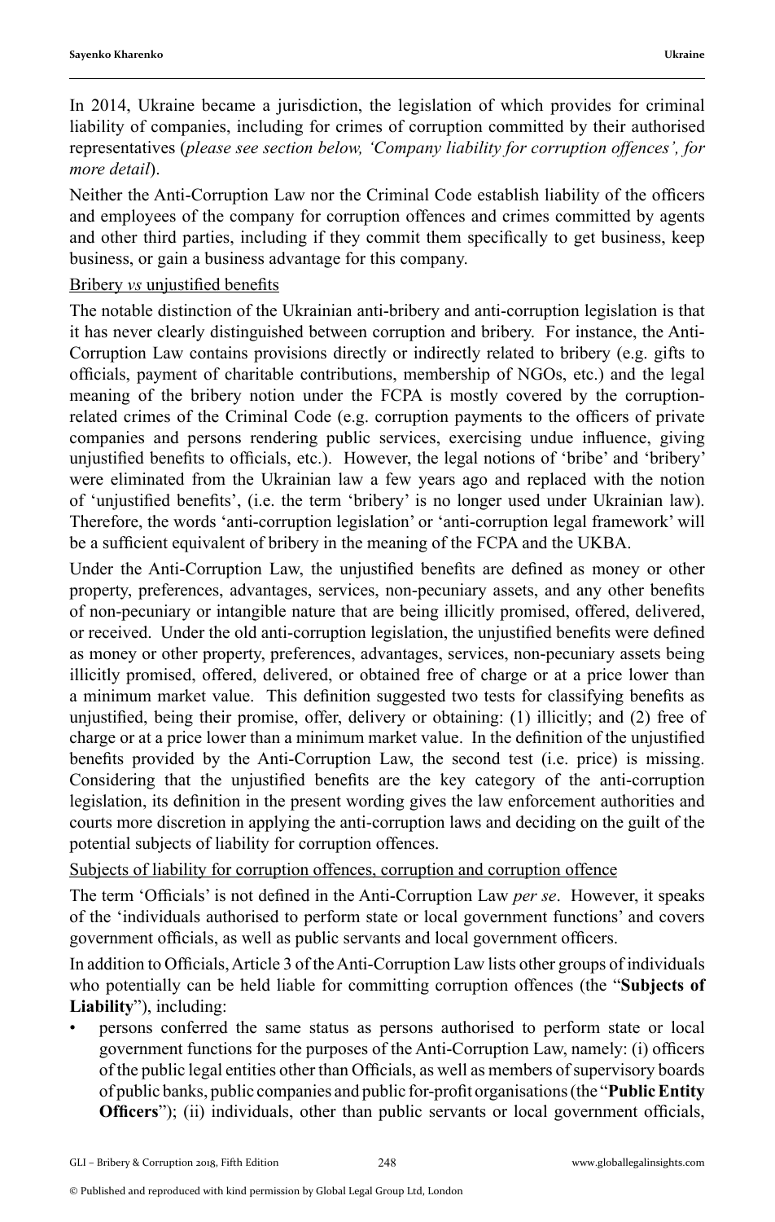In 2014, Ukraine became a jurisdiction, the legislation of which provides for criminal liability of companies, including for crimes of corruption committed by their authorised representatives (*please see section below, 'Company liability for corruption offences', for more detail*).

Neither the Anti-Corruption Law nor the Criminal Code establish liability of the officers and employees of the company for corruption offences and crimes committed by agents and other third parties, including if they commit them specifically to get business, keep business, or gain a business advantage for this company.

<u>Bribery *vs* unjustified benefits</u>

The notable distinction of the Ukrainian anti-bribery and anti-corruption legislation is that it has never clearly distinguished between corruption and bribery. For instance, the Anti-Corruption Law contains provisions directly or indirectly related to bribery (e.g. gifts to officials, payment of charitable contributions, membership of NGOs, etc.) and the legal meaning of the bribery notion under the FCPA is mostly covered by the corruption-related crimes of the Criminal Code (e.g. corruption payments to the officers of private companies and persons rendering public services, exercising undue influence, giving unjustified benefits to officials, etc.). However, the legal notions of 'bribe' and 'bribery' were eliminated from the Ukrainian law a few years ago and replaced with the notion of 'unjustified benefits', (i.e. the term 'bribery' is no longer used under Ukrainian law). Therefore, the words 'anti-corruption legislation' or 'anti-corruption legal framework' will be a sufficient equivalent of bribery in the meaning of the FCPA and the UKBA.

Under the Anti-Corruption Law, the unjustified benefits are defined as money or other property, preferences, advantages, services, non-pecuniary assets, and any other benefits of non-pecuniary or intangible nature that are being illicitly promised, offered, delivered, or received. Under the old anti-corruption legislation, the unjustified benefits were defined as money or other property, preferences, advantages, services, non-pecuniary assets being illicitly promised, offered, delivered, or obtained free of charge or at a price lower than a minimum market value. This definition suggested two tests for classifying benefits as unjustified, being their promise, offer, delivery or obtaining: (1) illicitly; and (2) free of charge or at a price lower than a minimum market value. In the definition of the unjustified benefits provided by the Anti-Corruption Law, the second test (i.e. price) is missing. Considering that the unjustified benefits are the key category of the anti-corruption legislation, its definition in the present wording gives the law enforcement authorities and courts more discretion in applying the anti-corruption laws and deciding on the guilt of the potential subjects of liability for corruption offences.

<u>Subjects of liability for corruption offences, corruption and corruption offence</u>

The term 'Officials' is not defined in the Anti-Corruption Law *per se*. However, it speaks of the 'individuals authorised to perform state or local government functions' and covers government officials, as well as public servants and local government officers.

In addition to Officials, Article 3 of the Anti-Corruption Law lists other groups of individuals who potentially can be held liable for committing corruption offences (the "**Subjects of Liability**"), including:

- persons conferred the same status as persons authorised to perform state or local government functions for the purposes of the Anti-Corruption Law, namely: (i) officers of the public legal entities other than Officials, as well as members of supervisory boards of public banks, public companies and public for-profit organisations (the "**Public Entity Officers**"); (ii) individuals, other than public servants or local government officials,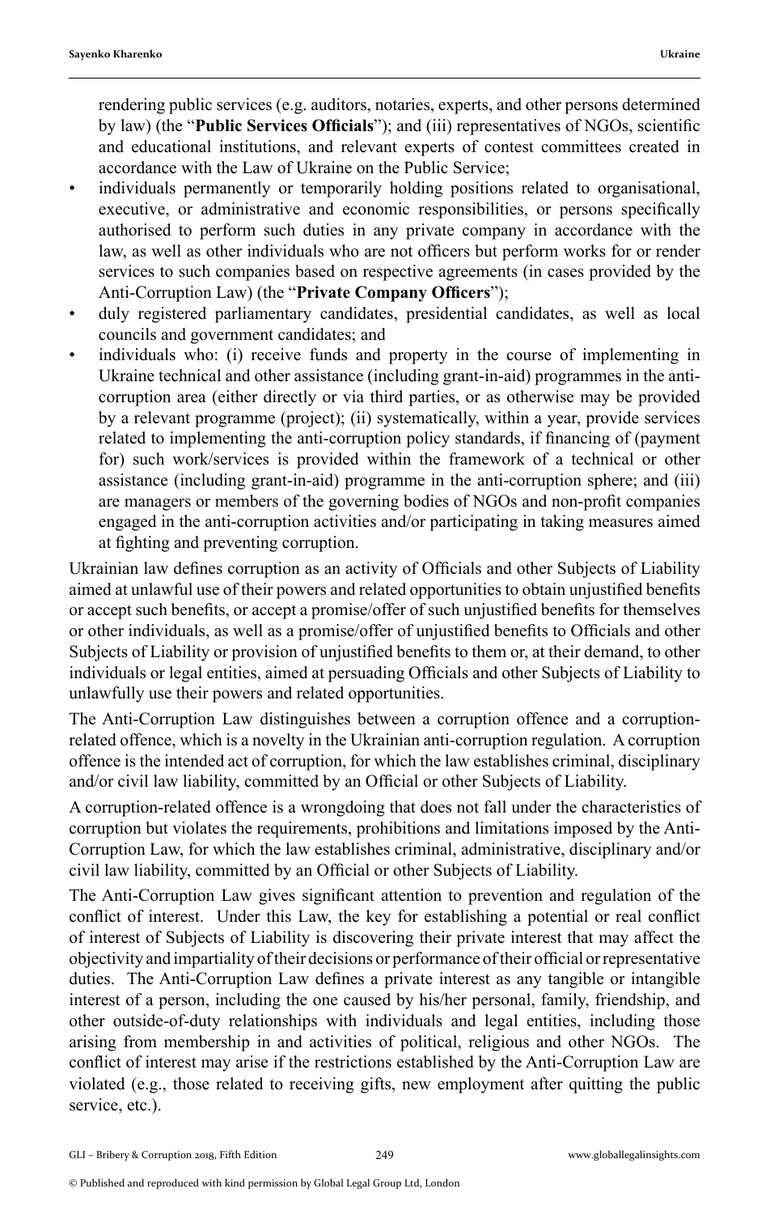rendering public services (e.g. auditors, notaries, experts, and other persons determined by law) (the "**Public Services Officials**"); and (iii) representatives of NGOs, scientific and educational institutions, and relevant experts of contest committees created in accordance with the Law of Ukraine on the Public Service;

- individuals permanently or temporarily holding positions related to organisational, executive, or administrative and economic responsibilities, or persons specifically authorised to perform such duties in any private company in accordance with the law, as well as other individuals who are not officers but perform works for or render services to such companies based on respective agreements (in cases provided by the Anti-Corruption Law) (the "**Private Company Officers**");
- duly registered parliamentary candidates, presidential candidates, as well as local councils and government candidates; and
- individuals who: (i) receive funds and property in the course of implementing in Ukraine technical and other assistance (including grant-in-aid) programmes in the anti-corruption area (either directly or via third parties, or as otherwise may be provided by a relevant programme (project); (ii) systematically, within a year, provide services related to implementing the anti-corruption policy standards, if financing of (payment for) such work/services is provided within the framework of a technical or other assistance (including grant-in-aid) programme in the anti-corruption sphere; and (iii) are managers or members of the governing bodies of NGOs and non-profit companies engaged in the anti-corruption activities and/or participating in taking measures aimed at fighting and preventing corruption.

Ukrainian law defines corruption as an activity of Officials and other Subjects of Liability aimed at unlawful use of their powers and related opportunities to obtain unjustified benefits or accept such benefits, or accept a promise/offer of such unjustified benefits for themselves or other individuals, as well as a promise/offer of unjustified benefits to Officials and other Subjects of Liability or provision of unjustified benefits to them or, at their demand, to other individuals or legal entities, aimed at persuading Officials and other Subjects of Liability to unlawfully use their powers and related opportunities.

The Anti-Corruption Law distinguishes between a corruption offence and a corruption-related offence, which is a novelty in the Ukrainian anti-corruption regulation. A corruption offence is the intended act of corruption, for which the law establishes criminal, disciplinary and/or civil law liability, committed by an Official or other Subjects of Liability.

A corruption-related offence is a wrongdoing that does not fall under the characteristics of corruption but violates the requirements, prohibitions and limitations imposed by the Anti-Corruption Law, for which the law establishes criminal, administrative, disciplinary and/or civil law liability, committed by an Official or other Subjects of Liability.

The Anti-Corruption Law gives significant attention to prevention and regulation of the conflict of interest. Under this Law, the key for establishing a potential or real conflict of interest of Subjects of Liability is discovering their private interest that may affect the objectivity and impartiality of their decisions or performance of their official or representative duties. The Anti-Corruption Law defines a private interest as any tangible or intangible interest of a person, including the one caused by his/her personal, family, friendship, and other outside-of-duty relationships with individuals and legal entities, including those arising from membership in and activities of political, religious and other NGOs. The conflict of interest may arise if the restrictions established by the Anti-Corruption Law are violated (e.g., those related to receiving gifts, new employment after quitting the public service, etc.).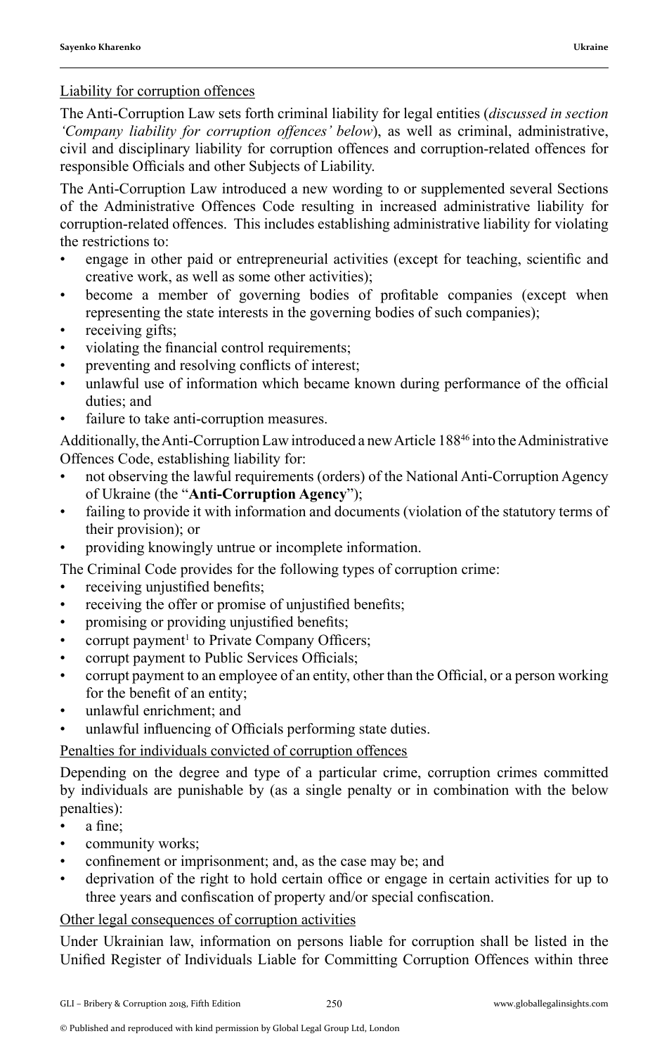Liability for corruption offences

The Anti-Corruption Law sets forth criminal liability for legal entities (*discussed in section 'Company liability for corruption offences' below*), as well as criminal, administrative, civil and disciplinary liability for corruption offences and corruption-related offences for responsible Officials and other Subjects of Liability.

The Anti-Corruption Law introduced a new wording to or supplemented several Sections of the Administrative Offences Code resulting in increased administrative liability for corruption-related offences. This includes establishing administrative liability for violating the restrictions to:

- engage in other paid or entrepreneurial activities (except for teaching, scientific and creative work, as well as some other activities);
- become a member of governing bodies of profitable companies (except when representing the state interests in the governing bodies of such companies);
- receiving gifts;
- violating the financial control requirements;
- preventing and resolving conflicts of interest;
- unlawful use of information which became known during performance of the official duties; and
- failure to take anti-corruption measures.

Additionally, the Anti-Corruption Law introduced a new Article 188[46] into the Administrative Offences Code, establishing liability for:

- not observing the lawful requirements (orders) of the National Anti-Corruption Agency of Ukraine (the "**Anti-Corruption Agency**");
- failing to provide it with information and documents (violation of the statutory terms of their provision); or
- providing knowingly untrue or incomplete information.

The Criminal Code provides for the following types of corruption crime:

- receiving unjustified benefits;
- receiving the offer or promise of unjustified benefits;
- promising or providing unjustified benefits;
- corrupt payment[1] to Private Company Officers;
- corrupt payment to Public Services Officials;
- corrupt payment to an employee of an entity, other than the Official, or a person working for the benefit of an entity;
- unlawful enrichment; and
- unlawful influencing of Officials performing state duties.

Penalties for individuals convicted of corruption offences

Depending on the degree and type of a particular crime, corruption crimes committed by individuals are punishable by (as a single penalty or in combination with the below penalties):

- a fine;
- community works;
- confinement or imprisonment; and, as the case may be; and
- deprivation of the right to hold certain office or engage in certain activities for up to three years and confiscation of property and/or special confiscation.

Other legal consequences of corruption activities

Under Ukrainian law, information on persons liable for corruption shall be listed in the Unified Register of Individuals Liable for Committing Corruption Offences within three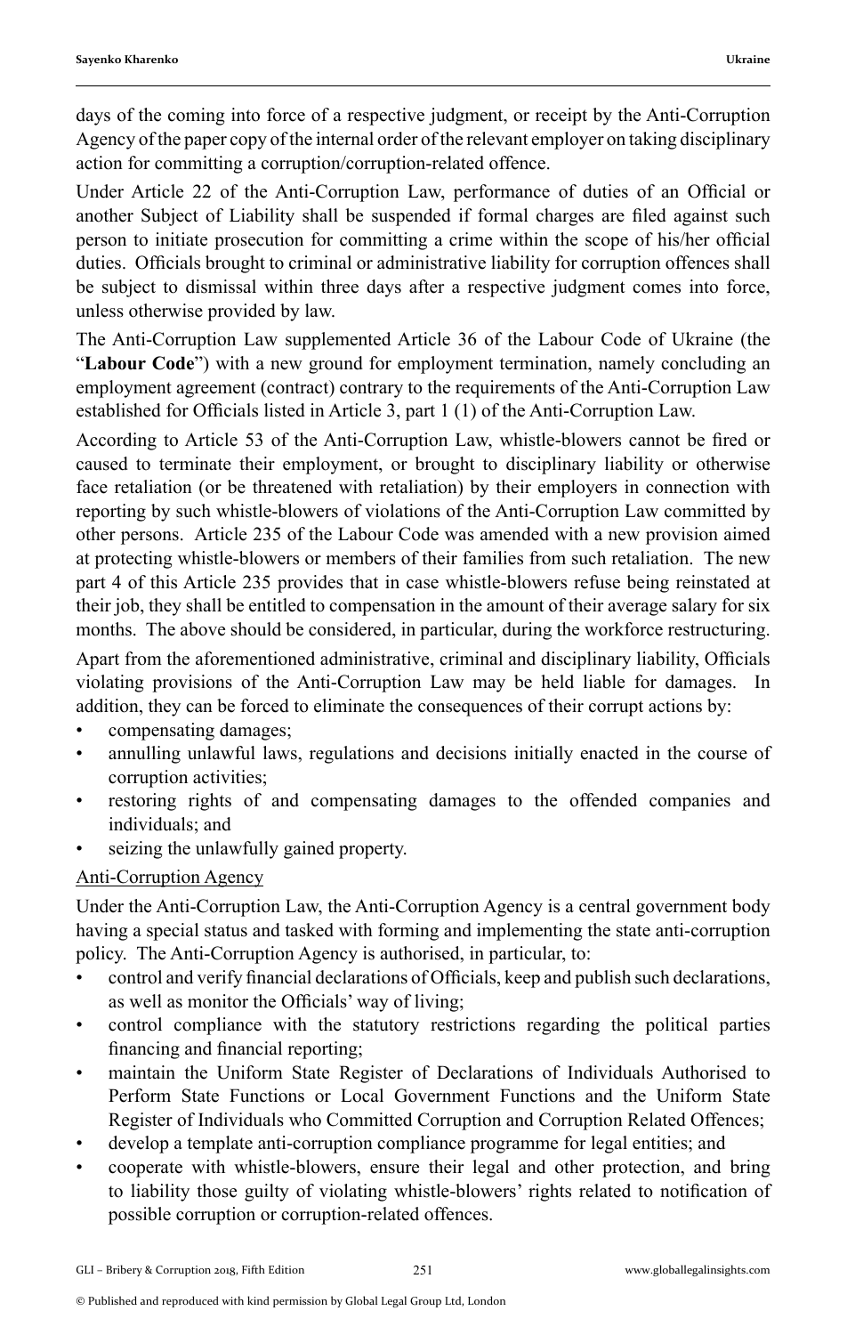days of the coming into force of a respective judgment, or receipt by the Anti-Corruption Agency of the paper copy of the internal order of the relevant employer on taking disciplinary action for committing a corruption/corruption-related offence.

Under Article 22 of the Anti-Corruption Law, performance of duties of an Official or another Subject of Liability shall be suspended if formal charges are filed against such person to initiate prosecution for committing a crime within the scope of his/her official duties. Officials brought to criminal or administrative liability for corruption offences shall be subject to dismissal within three days after a respective judgment comes into force, unless otherwise provided by law.

The Anti-Corruption Law supplemented Article 36 of the Labour Code of Ukraine (the "**Labour Code**") with a new ground for employment termination, namely concluding an employment agreement (contract) contrary to the requirements of the Anti-Corruption Law established for Officials listed in Article 3, part 1 (1) of the Anti-Corruption Law.

According to Article 53 of the Anti-Corruption Law, whistle-blowers cannot be fired or caused to terminate their employment, or brought to disciplinary liability or otherwise face retaliation (or be threatened with retaliation) by their employers in connection with reporting by such whistle-blowers of violations of the Anti-Corruption Law committed by other persons. Article 235 of the Labour Code was amended with a new provision aimed at protecting whistle-blowers or members of their families from such retaliation. The new part 4 of this Article 235 provides that in case whistle-blowers refuse being reinstated at their job, they shall be entitled to compensation in the amount of their average salary for six months. The above should be considered, in particular, during the workforce restructuring.

Apart from the aforementioned administrative, criminal and disciplinary liability, Officials violating provisions of the Anti-Corruption Law may be held liable for damages. In addition, they can be forced to eliminate the consequences of their corrupt actions by:

- compensating damages;
- annulling unlawful laws, regulations and decisions initially enacted in the course of corruption activities;
- restoring rights of and compensating damages to the offended companies and individuals; and
- seizing the unlawfully gained property.

<u>Anti-Corruption Agency</u>

Under the Anti-Corruption Law, the Anti-Corruption Agency is a central government body having a special status and tasked with forming and implementing the state anti-corruption policy. The Anti-Corruption Agency is authorised, in particular, to:

- control and verify financial declarations of Officials, keep and publish such declarations, as well as monitor the Officials' way of living;
- control compliance with the statutory restrictions regarding the political parties financing and financial reporting;
- maintain the Uniform State Register of Declarations of Individuals Authorised to Perform State Functions or Local Government Functions and the Uniform State Register of Individuals who Committed Corruption and Corruption Related Offences;
- develop a template anti-corruption compliance programme for legal entities; and
- cooperate with whistle-blowers, ensure their legal and other protection, and bring to liability those guilty of violating whistle-blowers' rights related to notification of possible corruption or corruption-related offences.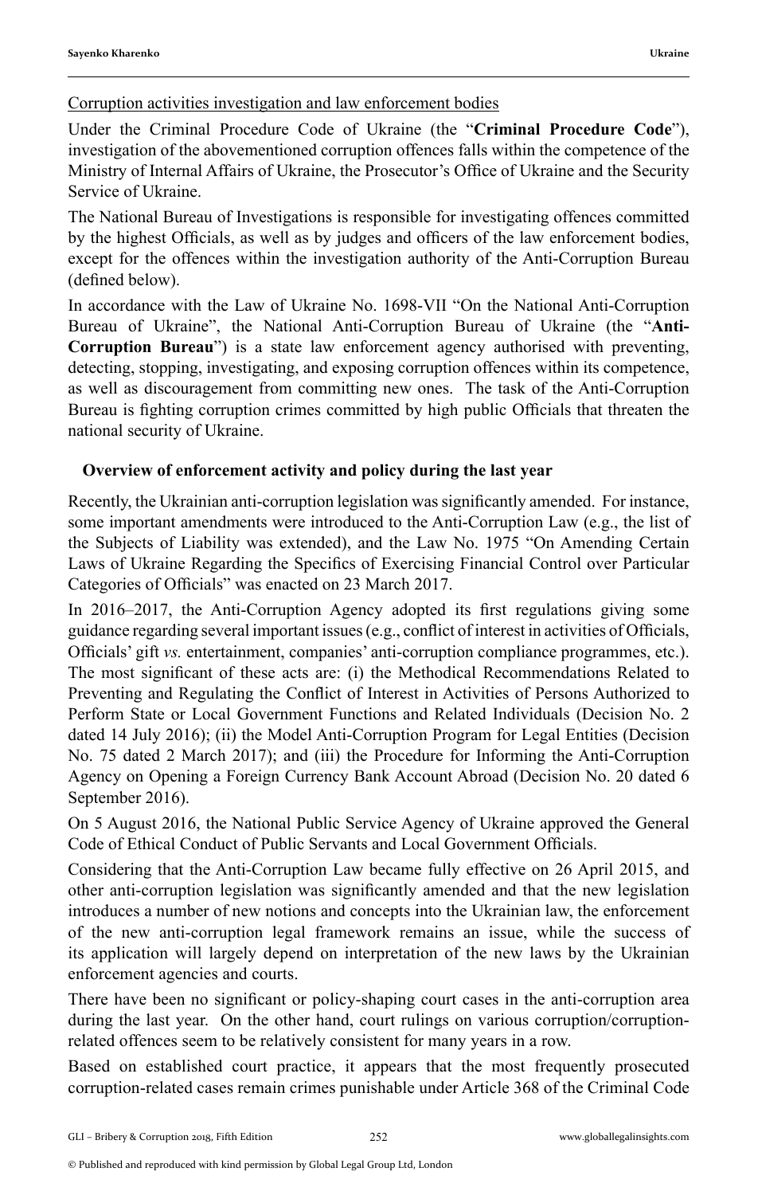Corruption activities investigation and law enforcement bodies

Under the Criminal Procedure Code of Ukraine (the "**Criminal Procedure Code**"), investigation of the abovementioned corruption offences falls within the competence of the Ministry of Internal Affairs of Ukraine, the Prosecutor's Office of Ukraine and the Security Service of Ukraine.

The National Bureau of Investigations is responsible for investigating offences committed by the highest Officials, as well as by judges and officers of the law enforcement bodies, except for the offences within the investigation authority of the Anti-Corruption Bureau (defined below).

In accordance with the Law of Ukraine No. 1698-VII "On the National Anti-Corruption Bureau of Ukraine", the National Anti-Corruption Bureau of Ukraine (the "**Anti-Corruption Bureau**") is a state law enforcement agency authorised with preventing, detecting, stopping, investigating, and exposing corruption offences within its competence, as well as discouragement from committing new ones. The task of the Anti-Corruption Bureau is fighting corruption crimes committed by high public Officials that threaten the national security of Ukraine.

## Overview of enforcement activity and policy during the last year

Recently, the Ukrainian anti-corruption legislation was significantly amended. For instance, some important amendments were introduced to the Anti-Corruption Law (e.g., the list of the Subjects of Liability was extended), and the Law No. 1975 "On Amending Certain Laws of Ukraine Regarding the Specifics of Exercising Financial Control over Particular Categories of Officials" was enacted on 23 March 2017.

In 2016–2017, the Anti-Corruption Agency adopted its first regulations giving some guidance regarding several important issues (e.g., conflict of interest in activities of Officials, Officials' gift *vs.* entertainment, companies' anti-corruption compliance programmes, etc.). The most significant of these acts are: (i) the Methodical Recommendations Related to Preventing and Regulating the Conflict of Interest in Activities of Persons Authorized to Perform State or Local Government Functions and Related Individuals (Decision No. 2 dated 14 July 2016); (ii) the Model Anti-Corruption Program for Legal Entities (Decision No. 75 dated 2 March 2017); and (iii) the Procedure for Informing the Anti-Corruption Agency on Opening a Foreign Currency Bank Account Abroad (Decision No. 20 dated 6 September 2016).

On 5 August 2016, the National Public Service Agency of Ukraine approved the General Code of Ethical Conduct of Public Servants and Local Government Officials.

Considering that the Anti-Corruption Law became fully effective on 26 April 2015, and other anti-corruption legislation was significantly amended and that the new legislation introduces a number of new notions and concepts into the Ukrainian law, the enforcement of the new anti-corruption legal framework remains an issue, while the success of its application will largely depend on interpretation of the new laws by the Ukrainian enforcement agencies and courts.

There have been no significant or policy-shaping court cases in the anti-corruption area during the last year. On the other hand, court rulings on various corruption/corruption-related offences seem to be relatively consistent for many years in a row.

Based on established court practice, it appears that the most frequently prosecuted corruption-related cases remain crimes punishable under Article 368 of the Criminal Code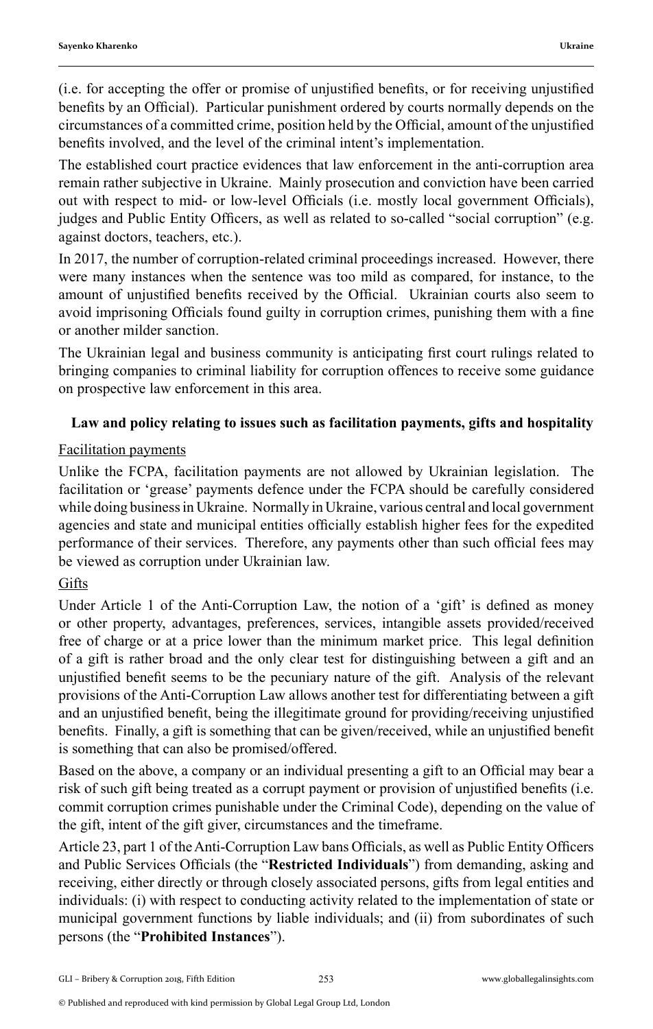(i.e. for accepting the offer or promise of unjustified benefits, or for receiving unjustified benefits by an Official). Particular punishment ordered by courts normally depends on the circumstances of a committed crime, position held by the Official, amount of the unjustified benefits involved, and the level of the criminal intent's implementation.

The established court practice evidences that law enforcement in the anti-corruption area remain rather subjective in Ukraine. Mainly prosecution and conviction have been carried out with respect to mid- or low-level Officials (i.e. mostly local government Officials), judges and Public Entity Officers, as well as related to so-called "social corruption" (e.g. against doctors, teachers, etc.).

In 2017, the number of corruption-related criminal proceedings increased. However, there were many instances when the sentence was too mild as compared, for instance, to the amount of unjustified benefits received by the Official. Ukrainian courts also seem to avoid imprisoning Officials found guilty in corruption crimes, punishing them with a fine or another milder sanction.

The Ukrainian legal and business community is anticipating first court rulings related to bringing companies to criminal liability for corruption offences to receive some guidance on prospective law enforcement in this area.

## Law and policy relating to issues such as facilitation payments, gifts and hospitality

### Facilitation payments

Unlike the FCPA, facilitation payments are not allowed by Ukrainian legislation. The facilitation or 'grease' payments defence under the FCPA should be carefully considered while doing business in Ukraine. Normally in Ukraine, various central and local government agencies and state and municipal entities officially establish higher fees for the expedited performance of their services. Therefore, any payments other than such official fees may be viewed as corruption under Ukrainian law.

### Gifts

Under Article 1 of the Anti-Corruption Law, the notion of a 'gift' is defined as money or other property, advantages, preferences, services, intangible assets provided/received free of charge or at a price lower than the minimum market price. This legal definition of a gift is rather broad and the only clear test for distinguishing between a gift and an unjustified benefit seems to be the pecuniary nature of the gift. Analysis of the relevant provisions of the Anti-Corruption Law allows another test for differentiating between a gift and an unjustified benefit, being the illegitimate ground for providing/receiving unjustified benefits. Finally, a gift is something that can be given/received, while an unjustified benefit is something that can also be promised/offered.

Based on the above, a company or an individual presenting a gift to an Official may bear a risk of such gift being treated as a corrupt payment or provision of unjustified benefits (i.e. commit corruption crimes punishable under the Criminal Code), depending on the value of the gift, intent of the gift giver, circumstances and the timeframe.

Article 23, part 1 of the Anti-Corruption Law bans Officials, as well as Public Entity Officers and Public Services Officials (the "**Restricted Individuals**") from demanding, asking and receiving, either directly or through closely associated persons, gifts from legal entities and individuals: (i) with respect to conducting activity related to the implementation of state or municipal government functions by liable individuals; and (ii) from subordinates of such persons (the "**Prohibited Instances**").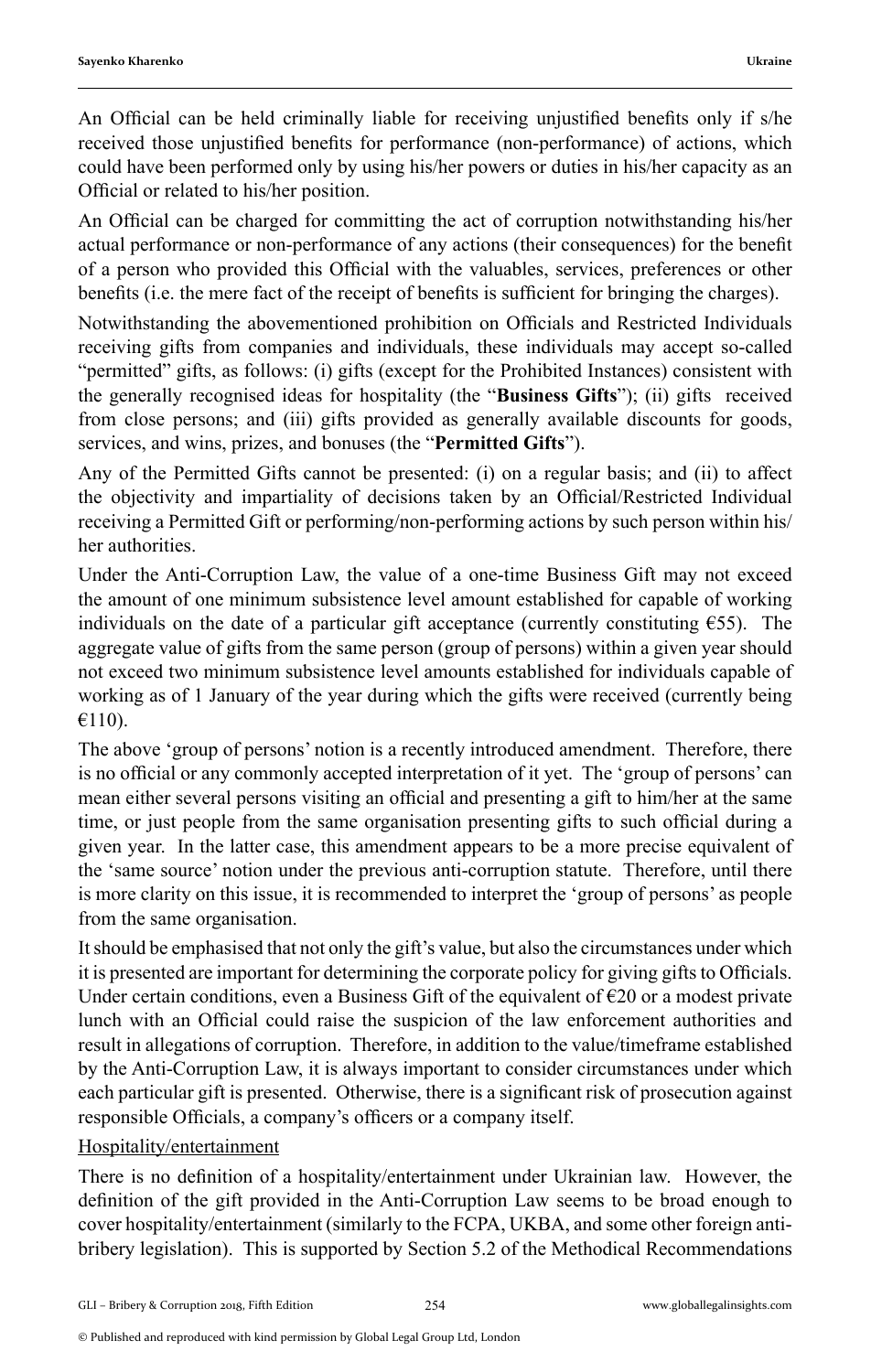An Official can be held criminally liable for receiving unjustified benefits only if s/he received those unjustified benefits for performance (non-performance) of actions, which could have been performed only by using his/her powers or duties in his/her capacity as an Official or related to his/her position.

An Official can be charged for committing the act of corruption notwithstanding his/her actual performance or non-performance of any actions (their consequences) for the benefit of a person who provided this Official with the valuables, services, preferences or other benefits (i.e. the mere fact of the receipt of benefits is sufficient for bringing the charges).

Notwithstanding the abovementioned prohibition on Officials and Restricted Individuals receiving gifts from companies and individuals, these individuals may accept so-called "permitted" gifts, as follows: (i) gifts (except for the Prohibited Instances) consistent with the generally recognised ideas for hospitality (the "**Business Gifts**"); (ii) gifts received from close persons; and (iii) gifts provided as generally available discounts for goods, services, and wins, prizes, and bonuses (the "**Permitted Gifts**").

Any of the Permitted Gifts cannot be presented: (i) on a regular basis; and (ii) to affect the objectivity and impartiality of decisions taken by an Official/Restricted Individual receiving a Permitted Gift or performing/non-performing actions by such person within his/her authorities.

Under the Anti-Corruption Law, the value of a one-time Business Gift may not exceed the amount of one minimum subsistence level amount established for capable of working individuals on the date of a particular gift acceptance (currently constituting €55). The aggregate value of gifts from the same person (group of persons) within a given year should not exceed two minimum subsistence level amounts established for individuals capable of working as of 1 January of the year during which the gifts were received (currently being €110).

The above 'group of persons' notion is a recently introduced amendment. Therefore, there is no official or any commonly accepted interpretation of it yet. The 'group of persons' can mean either several persons visiting an official and presenting a gift to him/her at the same time, or just people from the same organisation presenting gifts to such official during a given year. In the latter case, this amendment appears to be a more precise equivalent of the 'same source' notion under the previous anti-corruption statute. Therefore, until there is more clarity on this issue, it is recommended to interpret the 'group of persons' as people from the same organisation.

It should be emphasised that not only the gift's value, but also the circumstances under which it is presented are important for determining the corporate policy for giving gifts to Officials. Under certain conditions, even a Business Gift of the equivalent of €20 or a modest private lunch with an Official could raise the suspicion of the law enforcement authorities and result in allegations of corruption. Therefore, in addition to the value/timeframe established by the Anti-Corruption Law, it is always important to consider circumstances under which each particular gift is presented. Otherwise, there is a significant risk of prosecution against responsible Officials, a company's officers or a company itself.

Hospitality/entertainment

There is no definition of a hospitality/entertainment under Ukrainian law. However, the definition of the gift provided in the Anti-Corruption Law seems to be broad enough to cover hospitality/entertainment (similarly to the FCPA, UKBA, and some other foreign anti-bribery legislation). This is supported by Section 5.2 of the Methodical Recommendations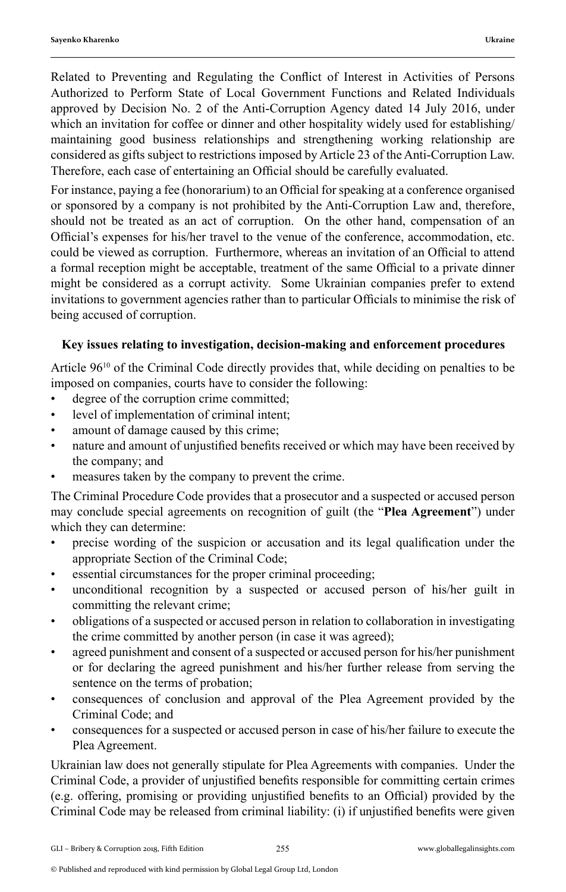Related to Preventing and Regulating the Conflict of Interest in Activities of Persons Authorized to Perform State of Local Government Functions and Related Individuals approved by Decision No. 2 of the Anti-Corruption Agency dated 14 July 2016, under which an invitation for coffee or dinner and other hospitality widely used for establishing/maintaining good business relationships and strengthening working relationship are considered as gifts subject to restrictions imposed by Article 23 of the Anti-Corruption Law. Therefore, each case of entertaining an Official should be carefully evaluated.

For instance, paying a fee (honorarium) to an Official for speaking at a conference organised or sponsored by a company is not prohibited by the Anti-Corruption Law and, therefore, should not be treated as an act of corruption. On the other hand, compensation of an Official's expenses for his/her travel to the venue of the conference, accommodation, etc. could be viewed as corruption. Furthermore, whereas an invitation of an Official to attend a formal reception might be acceptable, treatment of the same Official to a private dinner might be considered as a corrupt activity. Some Ukrainian companies prefer to extend invitations to government agencies rather than to particular Officials to minimise the risk of being accused of corruption.

### Key issues relating to investigation, decision-making and enforcement procedures

Article 96[10] of the Criminal Code directly provides that, while deciding on penalties to be imposed on companies, courts have to consider the following:

- degree of the corruption crime committed;
- level of implementation of criminal intent;
- amount of damage caused by this crime;
- nature and amount of unjustified benefits received or which may have been received by the company; and
- measures taken by the company to prevent the crime.

The Criminal Procedure Code provides that a prosecutor and a suspected or accused person may conclude special agreements on recognition of guilt (the "**Plea Agreement**") under which they can determine:

- precise wording of the suspicion or accusation and its legal qualification under the appropriate Section of the Criminal Code;
- essential circumstances for the proper criminal proceeding;
- unconditional recognition by a suspected or accused person of his/her guilt in committing the relevant crime;
- obligations of a suspected or accused person in relation to collaboration in investigating the crime committed by another person (in case it was agreed);
- agreed punishment and consent of a suspected or accused person for his/her punishment or for declaring the agreed punishment and his/her further release from serving the sentence on the terms of probation;
- consequences of conclusion and approval of the Plea Agreement provided by the Criminal Code; and
- consequences for a suspected or accused person in case of his/her failure to execute the Plea Agreement.

Ukrainian law does not generally stipulate for Plea Agreements with companies. Under the Criminal Code, a provider of unjustified benefits responsible for committing certain crimes (e.g. offering, promising or providing unjustified benefits to an Official) provided by the Criminal Code may be released from criminal liability: (i) if unjustified benefits were given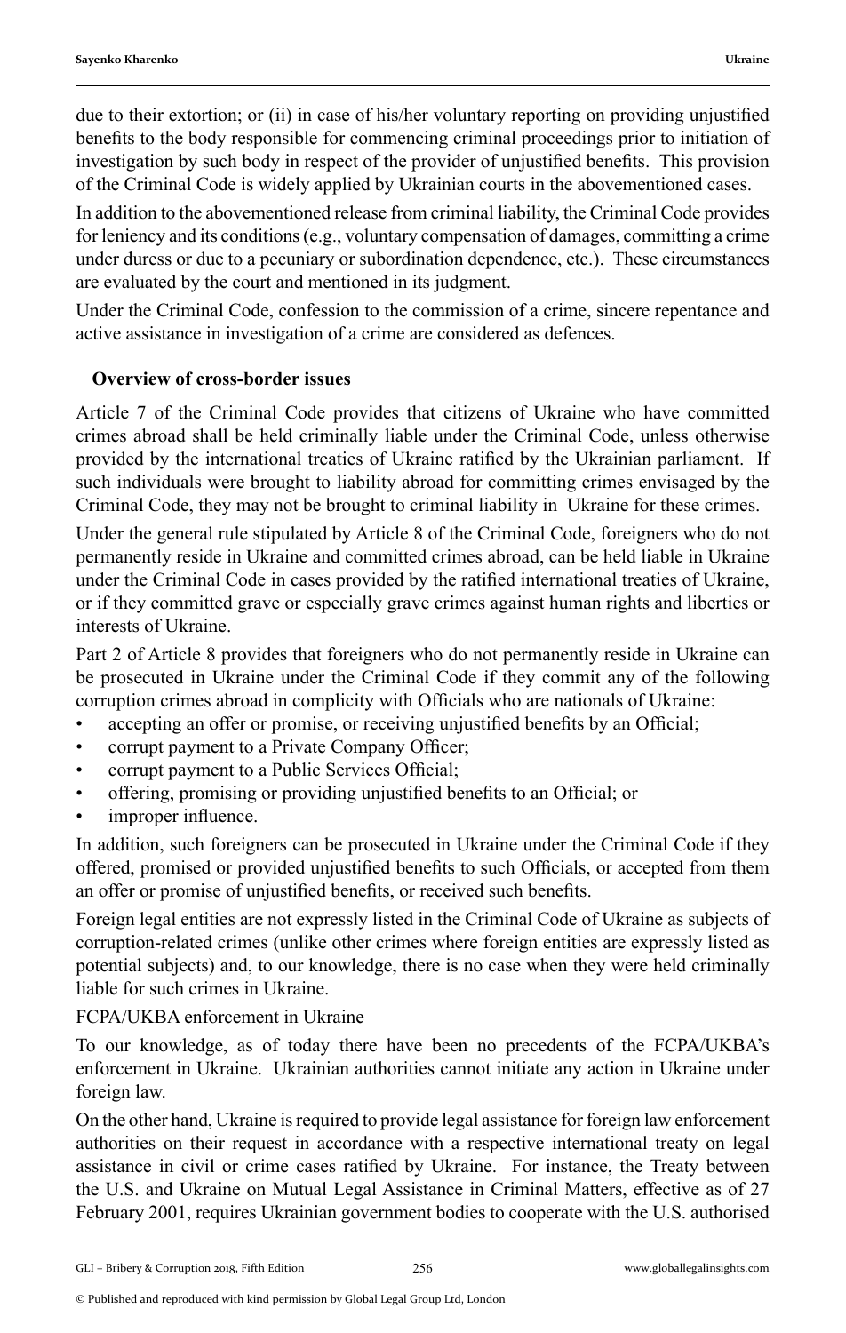due to their extortion; or (ii) in case of his/her voluntary reporting on providing unjustified benefits to the body responsible for commencing criminal proceedings prior to initiation of investigation by such body in respect of the provider of unjustified benefits. This provision of the Criminal Code is widely applied by Ukrainian courts in the abovementioned cases.

In addition to the abovementioned release from criminal liability, the Criminal Code provides for leniency and its conditions (e.g., voluntary compensation of damages, committing a crime under duress or due to a pecuniary or subordination dependence, etc.). These circumstances are evaluated by the court and mentioned in its judgment.

Under the Criminal Code, confession to the commission of a crime, sincere repentance and active assistance in investigation of a crime are considered as defences.

## Overview of cross-border issues

Article 7 of the Criminal Code provides that citizens of Ukraine who have committed crimes abroad shall be held criminally liable under the Criminal Code, unless otherwise provided by the international treaties of Ukraine ratified by the Ukrainian parliament. If such individuals were brought to liability abroad for committing crimes envisaged by the Criminal Code, they may not be brought to criminal liability in Ukraine for these crimes.

Under the general rule stipulated by Article 8 of the Criminal Code, foreigners who do not permanently reside in Ukraine and committed crimes abroad, can be held liable in Ukraine under the Criminal Code in cases provided by the ratified international treaties of Ukraine, or if they committed grave or especially grave crimes against human rights and liberties or interests of Ukraine.

Part 2 of Article 8 provides that foreigners who do not permanently reside in Ukraine can be prosecuted in Ukraine under the Criminal Code if they commit any of the following corruption crimes abroad in complicity with Officials who are nationals of Ukraine:

- accepting an offer or promise, or receiving unjustified benefits by an Official;
- corrupt payment to a Private Company Officer;
- corrupt payment to a Public Services Official;
- offering, promising or providing unjustified benefits to an Official; or
- improper influence.

In addition, such foreigners can be prosecuted in Ukraine under the Criminal Code if they offered, promised or provided unjustified benefits to such Officials, or accepted from them an offer or promise of unjustified benefits, or received such benefits.

Foreign legal entities are not expressly listed in the Criminal Code of Ukraine as subjects of corruption-related crimes (unlike other crimes where foreign entities are expressly listed as potential subjects) and, to our knowledge, there is no case when they were held criminally liable for such crimes in Ukraine.

FCPA/UKBA enforcement in Ukraine

To our knowledge, as of today there have been no precedents of the FCPA/UKBA's enforcement in Ukraine. Ukrainian authorities cannot initiate any action in Ukraine under foreign law.

On the other hand, Ukraine is required to provide legal assistance for foreign law enforcement authorities on their request in accordance with a respective international treaty on legal assistance in civil or crime cases ratified by Ukraine. For instance, the Treaty between the U.S. and Ukraine on Mutual Legal Assistance in Criminal Matters, effective as of 27 February 2001, requires Ukrainian government bodies to cooperate with the U.S. authorised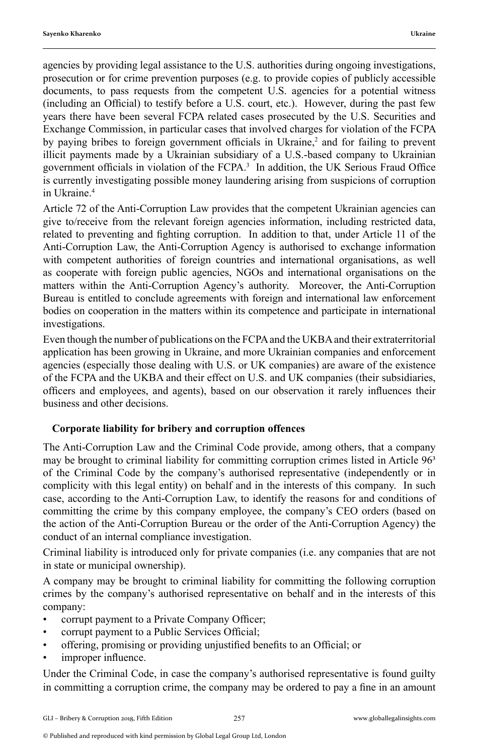agencies by providing legal assistance to the U.S. authorities during ongoing investigations, prosecution or for crime prevention purposes (e.g. to provide copies of publicly accessible documents, to pass requests from the competent U.S. agencies for a potential witness (including an Official) to testify before a U.S. court, etc.). However, during the past few years there have been several FCPA related cases prosecuted by the U.S. Securities and Exchange Commission, in particular cases that involved charges for violation of the FCPA by paying bribes to foreign government officials in Ukraine,[2] and for failing to prevent illicit payments made by a Ukrainian subsidiary of a U.S.-based company to Ukrainian government officials in violation of the FCPA.[3] In addition, the UK Serious Fraud Office is currently investigating possible money laundering arising from suspicions of corruption in Ukraine.[4]

Article 72 of the Anti-Corruption Law provides that the competent Ukrainian agencies can give to/receive from the relevant foreign agencies information, including restricted data, related to preventing and fighting corruption. In addition to that, under Article 11 of the Anti-Corruption Law, the Anti-Corruption Agency is authorised to exchange information with competent authorities of foreign countries and international organisations, as well as cooperate with foreign public agencies, NGOs and international organisations on the matters within the Anti-Corruption Agency's authority. Moreover, the Anti-Corruption Bureau is entitled to conclude agreements with foreign and international law enforcement bodies on cooperation in the matters within its competence and participate in international investigations.

Even though the number of publications on the FCPA and the UKBA and their extraterritorial application has been growing in Ukraine, and more Ukrainian companies and enforcement agencies (especially those dealing with U.S. or UK companies) are aware of the existence of the FCPA and the UKBA and their effect on U.S. and UK companies (their subsidiaries, officers and employees, and agents), based on our observation it rarely influences their business and other decisions.

## Corporate liability for bribery and corruption offences

The Anti-Corruption Law and the Criminal Code provide, among others, that a company may be brought to criminal liability for committing corruption crimes listed in Article 96³ of the Criminal Code by the company's authorised representative (independently or in complicity with this legal entity) on behalf and in the interests of this company. In such case, according to the Anti-Corruption Law, to identify the reasons for and conditions of committing the crime by this company employee, the company's CEO orders (based on the action of the Anti-Corruption Bureau or the order of the Anti-Corruption Agency) the conduct of an internal compliance investigation.

Criminal liability is introduced only for private companies (i.e. any companies that are not in state or municipal ownership).

A company may be brought to criminal liability for committing the following corruption crimes by the company's authorised representative on behalf and in the interests of this company:

- corrupt payment to a Private Company Officer;
- corrupt payment to a Public Services Official;
- offering, promising or providing unjustified benefits to an Official; or
- improper influence.

Under the Criminal Code, in case the company's authorised representative is found guilty in committing a corruption crime, the company may be ordered to pay a fine in an amount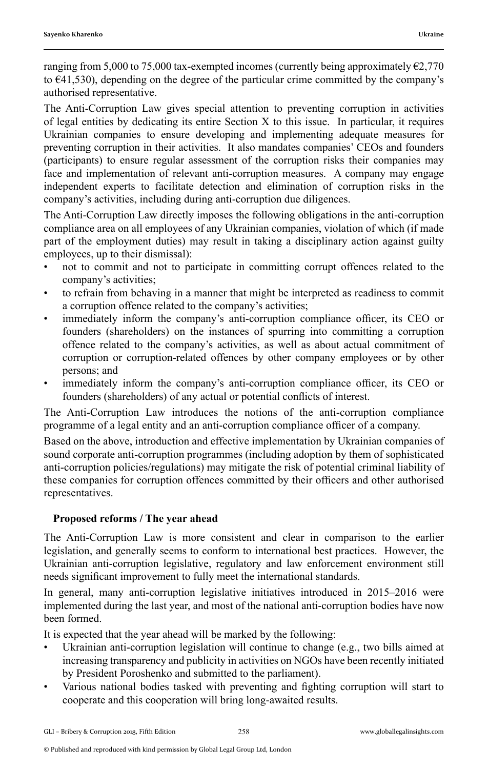ranging from 5,000 to 75,000 tax-exempted incomes (currently being approximately €2,770 to €41,530), depending on the degree of the particular crime committed by the company's authorised representative.

The Anti-Corruption Law gives special attention to preventing corruption in activities of legal entities by dedicating its entire Section X to this issue. In particular, it requires Ukrainian companies to ensure developing and implementing adequate measures for preventing corruption in their activities. It also mandates companies' CEOs and founders (participants) to ensure regular assessment of the corruption risks their companies may face and implementation of relevant anti-corruption measures. A company may engage independent experts to facilitate detection and elimination of corruption risks in the company's activities, including during anti-corruption due diligences.

The Anti-Corruption Law directly imposes the following obligations in the anti-corruption compliance area on all employees of any Ukrainian companies, violation of which (if made part of the employment duties) may result in taking a disciplinary action against guilty employees, up to their dismissal):

- not to commit and not to participate in committing corrupt offences related to the company's activities;
- to refrain from behaving in a manner that might be interpreted as readiness to commit a corruption offence related to the company's activities;
- immediately inform the company's anti-corruption compliance officer, its CEO or founders (shareholders) on the instances of spurring into committing a corruption offence related to the company's activities, as well as about actual commitment of corruption or corruption-related offences by other company employees or by other persons; and
- immediately inform the company's anti-corruption compliance officer, its CEO or founders (shareholders) of any actual or potential conflicts of interest.

The Anti-Corruption Law introduces the notions of the anti-corruption compliance programme of a legal entity and an anti-corruption compliance officer of a company.

Based on the above, introduction and effective implementation by Ukrainian companies of sound corporate anti-corruption programmes (including adoption by them of sophisticated anti-corruption policies/regulations) may mitigate the risk of potential criminal liability of these companies for corruption offences committed by their officers and other authorised representatives.

## Proposed reforms / The year ahead

The Anti-Corruption Law is more consistent and clear in comparison to the earlier legislation, and generally seems to conform to international best practices. However, the Ukrainian anti-corruption legislative, regulatory and law enforcement environment still needs significant improvement to fully meet the international standards.

In general, many anti-corruption legislative initiatives introduced in 2015–2016 were implemented during the last year, and most of the national anti-corruption bodies have now been formed.

It is expected that the year ahead will be marked by the following:

- Ukrainian anti-corruption legislation will continue to change (e.g., two bills aimed at increasing transparency and publicity in activities on NGOs have been recently initiated by President Poroshenko and submitted to the parliament).
- Various national bodies tasked with preventing and fighting corruption will start to cooperate and this cooperation will bring long-awaited results.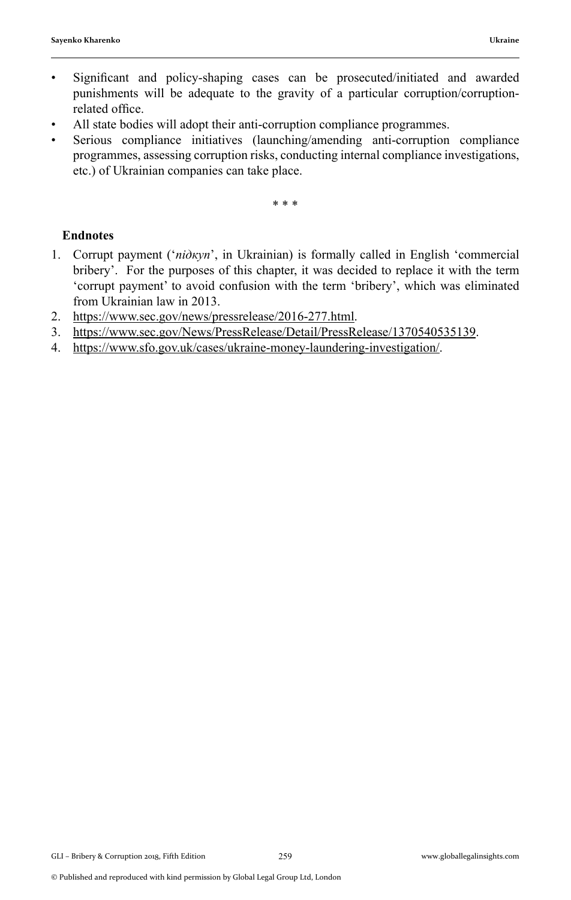- Significant and policy-shaping cases can be prosecuted/initiated and awarded punishments will be adequate to the gravity of a particular corruption/corruption-related office.
- All state bodies will adopt their anti-corruption compliance programmes.
- Serious compliance initiatives (launching/amending anti-corruption compliance programmes, assessing corruption risks, conducting internal compliance investigations, etc.) of Ukrainian companies can take place.

\* \* \*

**Endnotes**

1. Corrupt payment (‘*підкуп*’, in Ukrainian) is formally called in English ‘commercial bribery’. For the purposes of this chapter, it was decided to replace it with the term ‘corrupt payment’ to avoid confusion with the term ‘bribery’, which was eliminated from Ukrainian law in 2013.
2. https://www.sec.gov/news/pressrelease/2016-277.html.
3. https://www.sec.gov/News/PressRelease/Detail/PressRelease/1370540535139.
4. https://www.sfo.gov.uk/cases/ukraine-money-laundering-investigation/.

© Published and reproduced with kind permission by Global Legal Group Ltd, London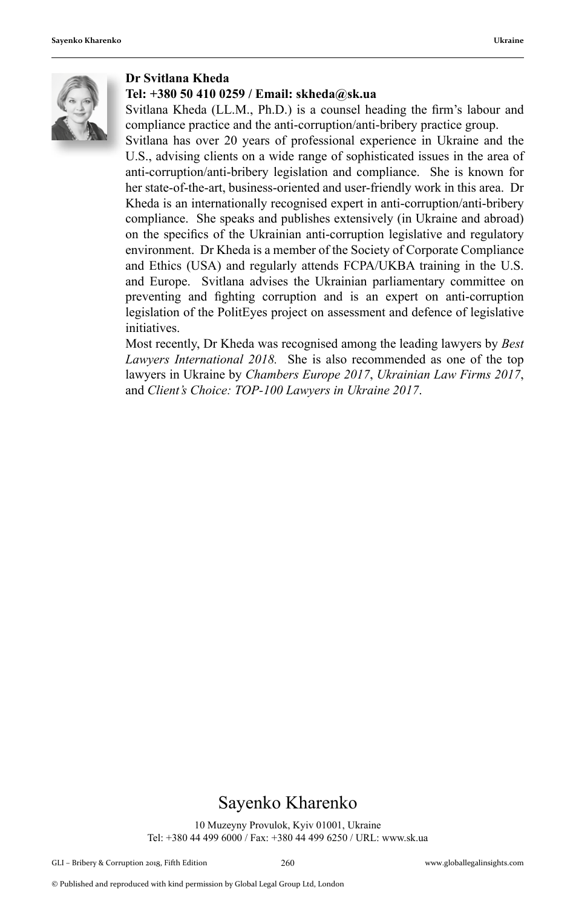**Dr Svitlana Kheda**
**Tel: +380 50 410 0259 / Email: skheda@sk.ua**

Svitlana Kheda (LL.M., Ph.D.) is a counsel heading the firm's labour and compliance practice and the anti-corruption/anti-bribery practice group.

Svitlana has over 20 years of professional experience in Ukraine and the U.S., advising clients on a wide range of sophisticated issues in the area of anti-corruption/anti-bribery legislation and compliance. She is known for her state-of-the-art, business-oriented and user-friendly work in this area. Dr Kheda is an internationally recognised expert in anti-corruption/anti-bribery compliance. She speaks and publishes extensively (in Ukraine and abroad) on the specifics of the Ukrainian anti-corruption legislative and regulatory environment. Dr Kheda is a member of the Society of Corporate Compliance and Ethics (USA) and regularly attends FCPA/UKBA training in the U.S. and Europe. Svitlana advises the Ukrainian parliamentary committee on preventing and fighting corruption and is an expert on anti-corruption legislation of the PolitEyes project on assessment and defence of legislative initiatives.

Most recently, Dr Kheda was recognised among the leading lawyers by *Best Lawyers International 2018.* She is also recommended as one of the top lawyers in Ukraine by *Chambers Europe 2017*, *Ukrainian Law Firms 2017*, and *Client's Choice: TOP-100 Lawyers in Ukraine 2017*.

# Sayenko Kharenko

10 Muzeyny Provulok, Kyiv 01001, Ukraine
Tel: +380 44 499 6000 / Fax: +380 44 499 6250 / URL: www.sk.ua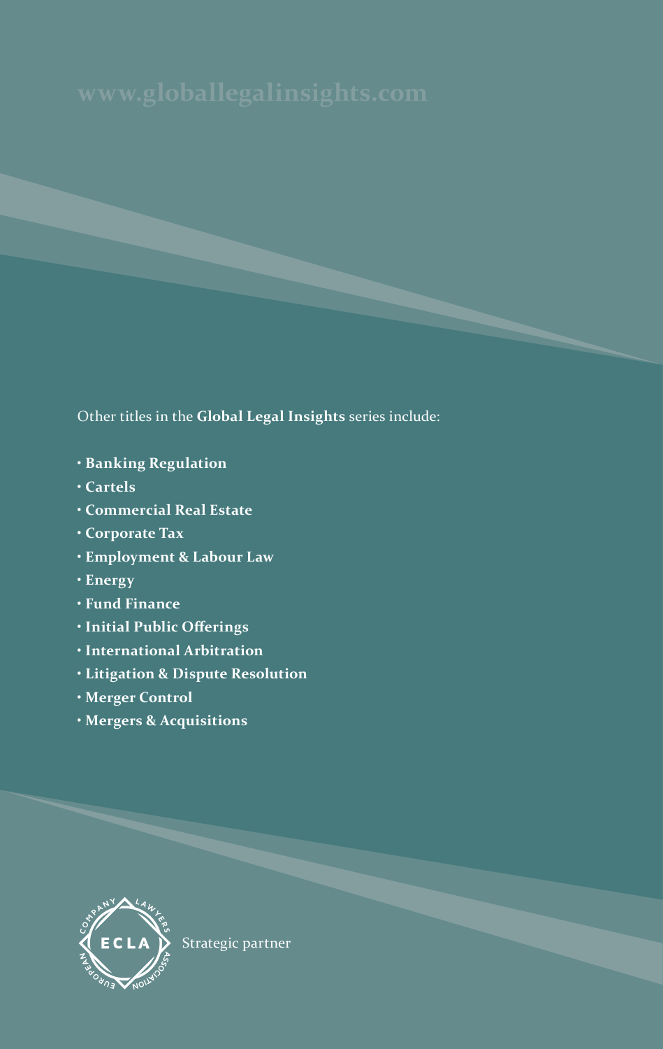www.globallegalinsights.com

Other titles in the **Global Legal Insights** series include:

- **Banking Regulation**
- **Cartels**
- **Commercial Real Estate**
- **Corporate Tax**
- **Employment & Labour Law**
- **Energy**
- **Fund Finance**
- **Initial Public Offerings**
- **International Arbitration**
- **Litigation & Dispute Resolution**
- **Merger Control**
- **Mergers & Acquisitions**

ECLA — European Company Lawyers Association

Strategic partner